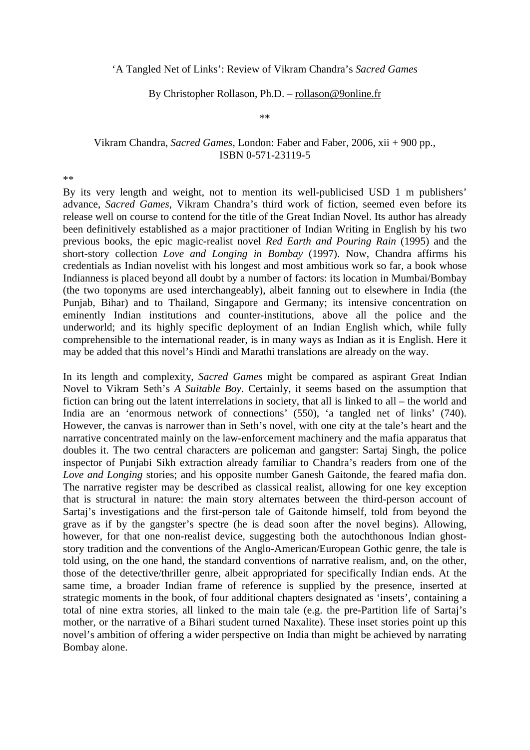‘A Tangled Net of Links’: Review of Vikram Chandra’s *Sacred Games*

By Christopher Rollason, Ph.D. – rollason@9online.fr

\*\*

Vikram Chandra, *Sacred Games*, London: Faber and Faber, 2006, xii + 900 pp., ISBN 0-571-23119-5

\*\*

By its very length and weight, not to mention its well-publicised USD 1 m publishers’ advance, *Sacred Games*, Vikram Chandra’s third work of fiction, seemed even before its release well on course to contend for the title of the Great Indian Novel. Its author has already been definitively established as a major practitioner of Indian Writing in English by his two previous books, the epic magic-realist novel *Red Earth and Pouring Rain* (1995) and the short-story collection *Love and Longing in Bombay* (1997). Now, Chandra affirms his credentials as Indian novelist with his longest and most ambitious work so far, a book whose Indianness is placed beyond all doubt by a number of factors: its location in Mumbai/Bombay (the two toponyms are used interchangeably), albeit fanning out to elsewhere in India (the Punjab, Bihar) and to Thailand, Singapore and Germany; its intensive concentration on eminently Indian institutions and counter-institutions, above all the police and the underworld; and its highly specific deployment of an Indian English which, while fully comprehensible to the international reader, is in many ways as Indian as it is English. Here it may be added that this novel’s Hindi and Marathi translations are already on the way.

In its length and complexity, *Sacred Games* might be compared as aspirant Great Indian Novel to Vikram Seth’s *A Suitable Boy*. Certainly, it seems based on the assumption that fiction can bring out the latent interrelations in society, that all is linked to all – the world and India are an ‘enormous network of connections’ (550), ‘a tangled net of links’ (740). However, the canvas is narrower than in Seth’s novel, with one city at the tale’s heart and the narrative concentrated mainly on the law-enforcement machinery and the mafia apparatus that doubles it. The two central characters are policeman and gangster: Sartaj Singh, the police inspector of Punjabi Sikh extraction already familiar to Chandra’s readers from one of the *Love and Longing* stories; and his opposite number Ganesh Gaitonde, the feared mafia don. The narrative register may be described as classical realist, allowing for one key exception that is structural in nature: the main story alternates between the third-person account of Sartaj’s investigations and the first-person tale of Gaitonde himself, told from beyond the grave as if by the gangster’s spectre (he is dead soon after the novel begins). Allowing, however, for that one non-realist device, suggesting both the autochthonous Indian ghost-story tradition and the conventions of the Anglo-American/European Gothic genre, the tale is told using, on the one hand, the standard conventions of narrative realism, and, on the other, those of the detective/thriller genre, albeit appropriated for specifically Indian ends. At the same time, a broader Indian frame of reference is supplied by the presence, inserted at strategic moments in the book, of four additional chapters designated as ‘insets’, containing a total of nine extra stories, all linked to the main tale (e.g. the pre-Partition life of Sartaj’s mother, or the narrative of a Bihari student turned Naxalite). These inset stories point up this novel’s ambition of offering a wider perspective on India than might be achieved by narrating Bombay alone.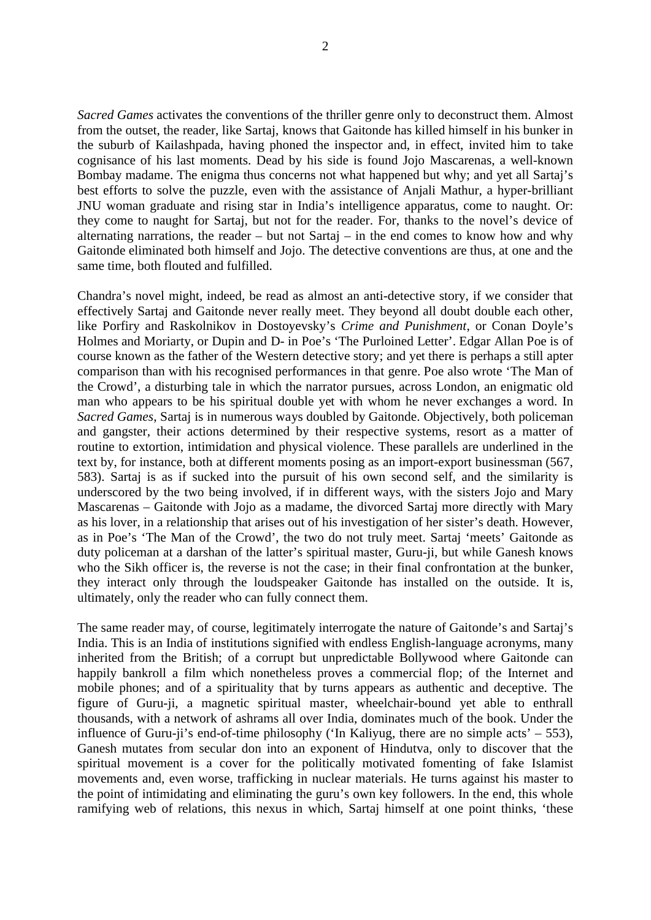*Sacred Games* activates the conventions of the thriller genre only to deconstruct them. Almost from the outset, the reader, like Sartaj, knows that Gaitonde has killed himself in his bunker in the suburb of Kailashpada, having phoned the inspector and, in effect, invited him to take cognisance of his last moments. Dead by his side is found Jojo Mascarenas, a well-known Bombay madame. The enigma thus concerns not what happened but why; and yet all Sartaj's best efforts to solve the puzzle, even with the assistance of Anjali Mathur, a hyper-brilliant JNU woman graduate and rising star in India's intelligence apparatus, come to naught. Or: they come to naught for Sartaj, but not for the reader. For, thanks to the novel's device of alternating narrations, the reader – but not Sartaj – in the end comes to know how and why Gaitonde eliminated both himself and Jojo. The detective conventions are thus, at one and the same time, both flouted and fulfilled.

Chandra's novel might, indeed, be read as almost an anti-detective story, if we consider that effectively Sartaj and Gaitonde never really meet. They beyond all doubt double each other, like Porfiry and Raskolnikov in Dostoyevsky's *Crime and Punishment*, or Conan Doyle's Holmes and Moriarty, or Dupin and D- in Poe's 'The Purloined Letter'. Edgar Allan Poe is of course known as the father of the Western detective story; and yet there is perhaps a still apter comparison than with his recognised performances in that genre. Poe also wrote 'The Man of the Crowd', a disturbing tale in which the narrator pursues, across London, an enigmatic old man who appears to be his spiritual double yet with whom he never exchanges a word. In *Sacred Games*, Sartaj is in numerous ways doubled by Gaitonde. Objectively, both policeman and gangster, their actions determined by their respective systems, resort as a matter of routine to extortion, intimidation and physical violence. These parallels are underlined in the text by, for instance, both at different moments posing as an import-export businessman (567, 583). Sartaj is as if sucked into the pursuit of his own second self, and the similarity is underscored by the two being involved, if in different ways, with the sisters Jojo and Mary Mascarenas – Gaitonde with Jojo as a madame, the divorced Sartaj more directly with Mary as his lover, in a relationship that arises out of his investigation of her sister's death. However, as in Poe's 'The Man of the Crowd', the two do not truly meet. Sartaj 'meets' Gaitonde as duty policeman at a darshan of the latter's spiritual master, Guru-ji, but while Ganesh knows who the Sikh officer is, the reverse is not the case; in their final confrontation at the bunker, they interact only through the loudspeaker Gaitonde has installed on the outside. It is, ultimately, only the reader who can fully connect them.

The same reader may, of course, legitimately interrogate the nature of Gaitonde's and Sartaj's India. This is an India of institutions signified with endless English-language acronyms, many inherited from the British; of a corrupt but unpredictable Bollywood where Gaitonde can happily bankroll a film which nonetheless proves a commercial flop; of the Internet and mobile phones; and of a spirituality that by turns appears as authentic and deceptive. The figure of Guru-ji, a magnetic spiritual master, wheelchair-bound yet able to enthrall thousands, with a network of ashrams all over India, dominates much of the book. Under the influence of Guru-ji's end-of-time philosophy ('In Kaliyug, there are no simple acts' – 553), Ganesh mutates from secular don into an exponent of Hindutva, only to discover that the spiritual movement is a cover for the politically motivated fomenting of fake Islamist movements and, even worse, trafficking in nuclear materials. He turns against his master to the point of intimidating and eliminating the guru's own key followers. In the end, this whole ramifying web of relations, this nexus in which, Sartaj himself at one point thinks, 'these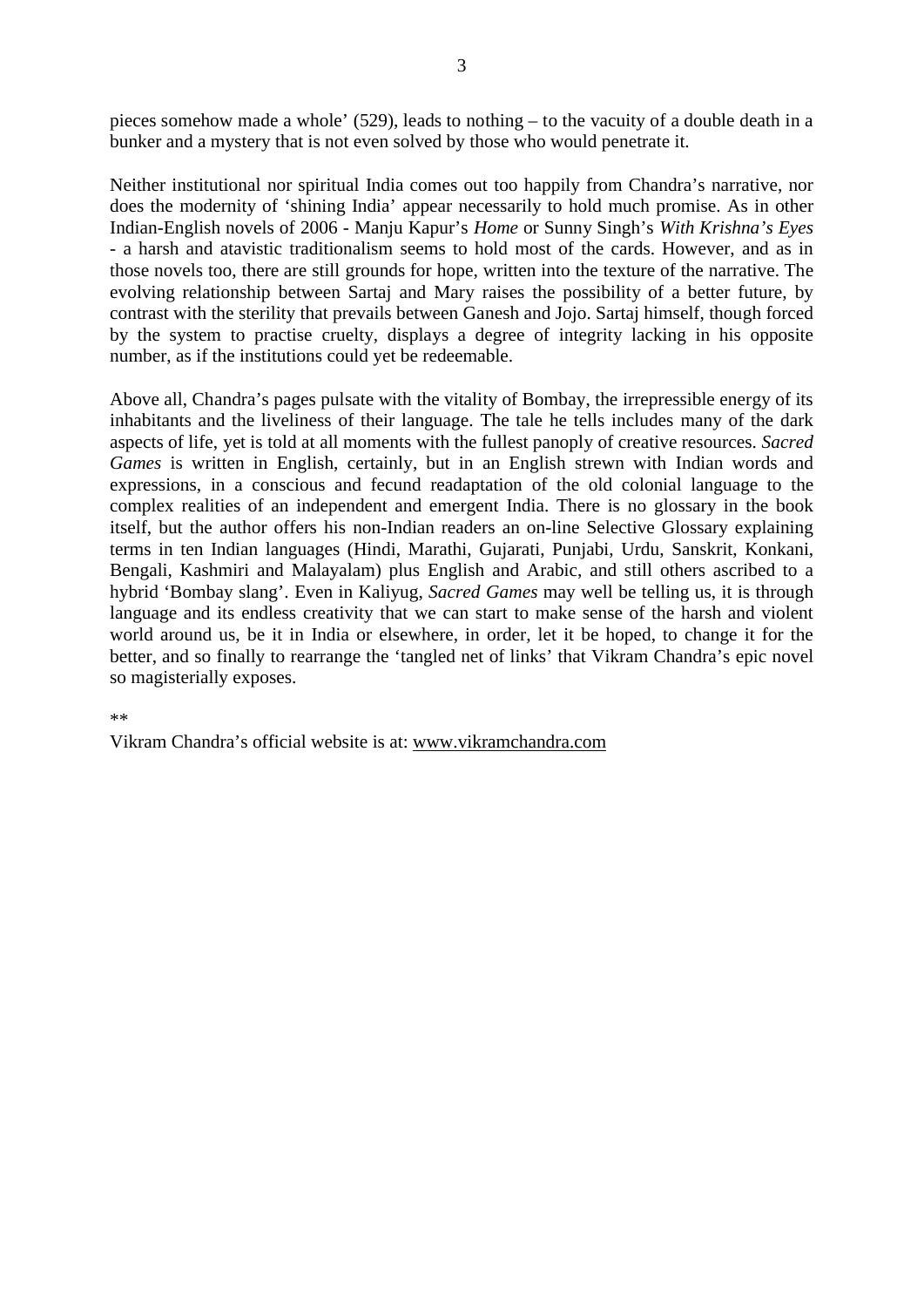pieces somehow made a whole' (529), leads to nothing – to the vacuity of a double death in a bunker and a mystery that is not even solved by those who would penetrate it.

Neither institutional nor spiritual India comes out too happily from Chandra's narrative, nor does the modernity of 'shining India' appear necessarily to hold much promise. As in other Indian-English novels of 2006 - Manju Kapur's *Home* or Sunny Singh's *With Krishna's Eyes* - a harsh and atavistic traditionalism seems to hold most of the cards. However, and as in those novels too, there are still grounds for hope, written into the texture of the narrative. The evolving relationship between Sartaj and Mary raises the possibility of a better future, by contrast with the sterility that prevails between Ganesh and Jojo. Sartaj himself, though forced by the system to practise cruelty, displays a degree of integrity lacking in his opposite number, as if the institutions could yet be redeemable.

Above all, Chandra's pages pulsate with the vitality of Bombay, the irrepressible energy of its inhabitants and the liveliness of their language. The tale he tells includes many of the dark aspects of life, yet is told at all moments with the fullest panoply of creative resources. *Sacred Games* is written in English, certainly, but in an English strewn with Indian words and expressions, in a conscious and fecund readaptation of the old colonial language to the complex realities of an independent and emergent India. There is no glossary in the book itself, but the author offers his non-Indian readers an on-line Selective Glossary explaining terms in ten Indian languages (Hindi, Marathi, Gujarati, Punjabi, Urdu, Sanskrit, Konkani, Bengali, Kashmiri and Malayalam) plus English and Arabic, and still others ascribed to a hybrid 'Bombay slang'. Even in Kaliyug, *Sacred Games* may well be telling us, it is through language and its endless creativity that we can start to make sense of the harsh and violent world around us, be it in India or elsewhere, in order, let it be hoped, to change it for the better, and so finally to rearrange the 'tangled net of links' that Vikram Chandra's epic novel so magisterially exposes.

**

Vikram Chandra's official website is at: www.vikramchandra.com